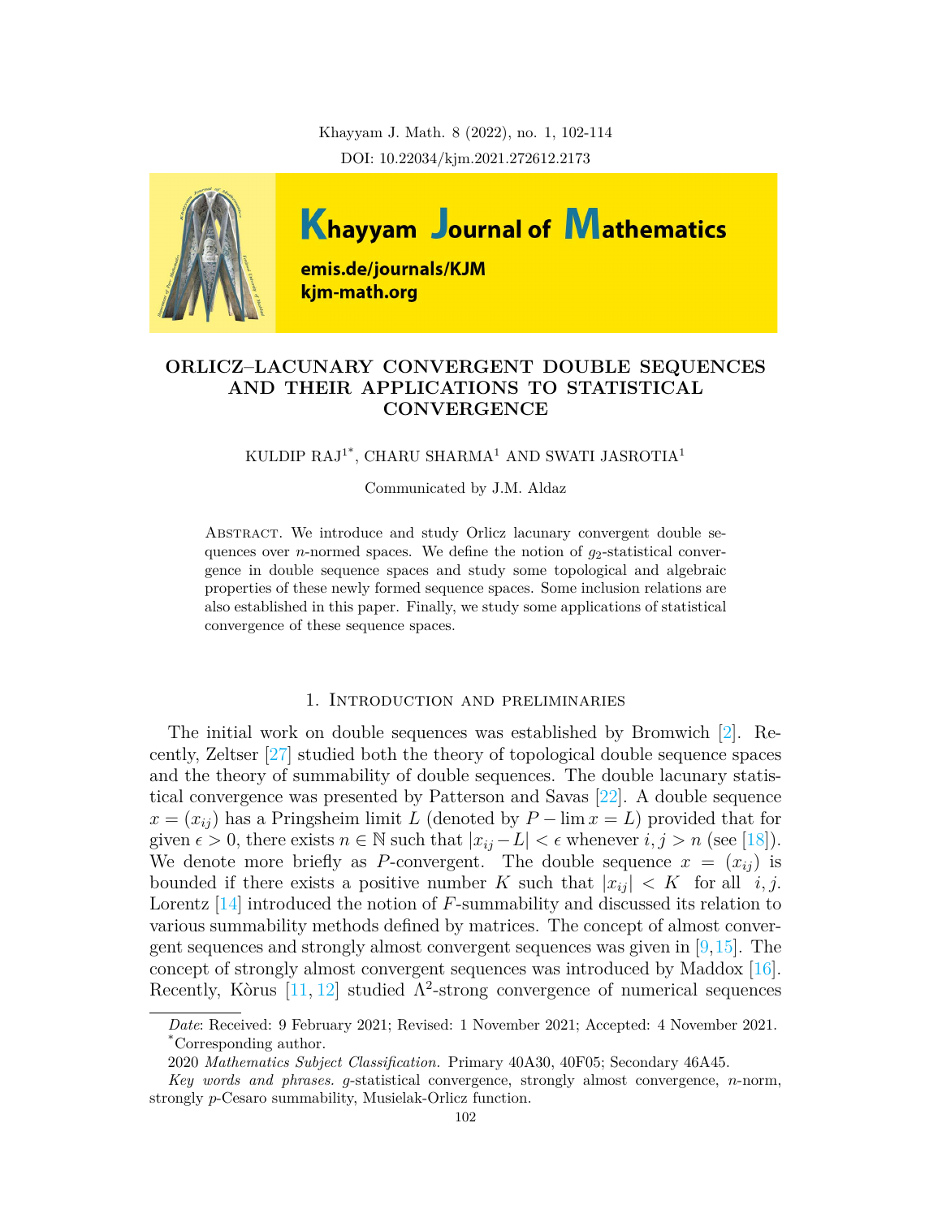# ORLICZ–LACUNARY CONVERGENT DOUBLE SEQUENCES AND THEIR APPLICATIONS TO STATISTICAL CONVERGENCE

KULDIP RAJ[1*], CHARU SHARMA[1] AND SWATI JASROTIA[1]

Communicated by J.M. Aldaz

Abstract. We introduce and study Orlicz lacunary convergent double sequences over $n$-normed spaces. We define the notion of $g_2$-statistical convergence in double sequence spaces and study some topological and algebraic properties of these newly formed sequence spaces. Some inclusion relations are also established in this paper. Finally, we study some applications of statistical convergence of these sequence spaces.

## 1. Introduction and preliminaries

The initial work on double sequences was established by Bromwich [2]. Recently, Zeltser [27] studied both the theory of topological double sequence spaces and the theory of summability of double sequences. The double lacunary statistical convergence was presented by Patterson and Savas [22]. A double sequence $x = (x_{ij})$ has a Pringsheim limit $L$ (denoted by $P - \lim x = L$) provided that for given $\epsilon > 0$, there exists $n \in \mathbb{N}$ such that $|x_{ij} - L| < \epsilon$ whenever $i, j > n$ (see [18]). We denote more briefly as $P$-convergent. The double sequence $x = (x_{ij})$ is bounded if there exists a positive number $K$ such that $|x_{ij}| < K$ for all $i, j$. Lorentz [14] introduced the notion of $F$-summability and discussed its relation to various summability methods defined by matrices. The concept of almost convergent sequences and strongly almost convergent sequences was given in [9,15]. The concept of strongly almost convergent sequences was introduced by Maddox [16]. Recently, Kòrus [11, 12] studied $\Lambda^2$-strong convergence of numerical sequences

---

*Date*: Received: 9 February 2021; Revised: 1 November 2021; Accepted: 4 November 2021.

[*]Corresponding author.

2020 *Mathematics Subject Classification.* Primary 40A30, 40F05; Secondary 46A45.

*Key words and phrases.* $g$-statistical convergence, strongly almost convergence, $n$-norm, strongly $p$-Cesaro summability, Musielak-Orlicz function.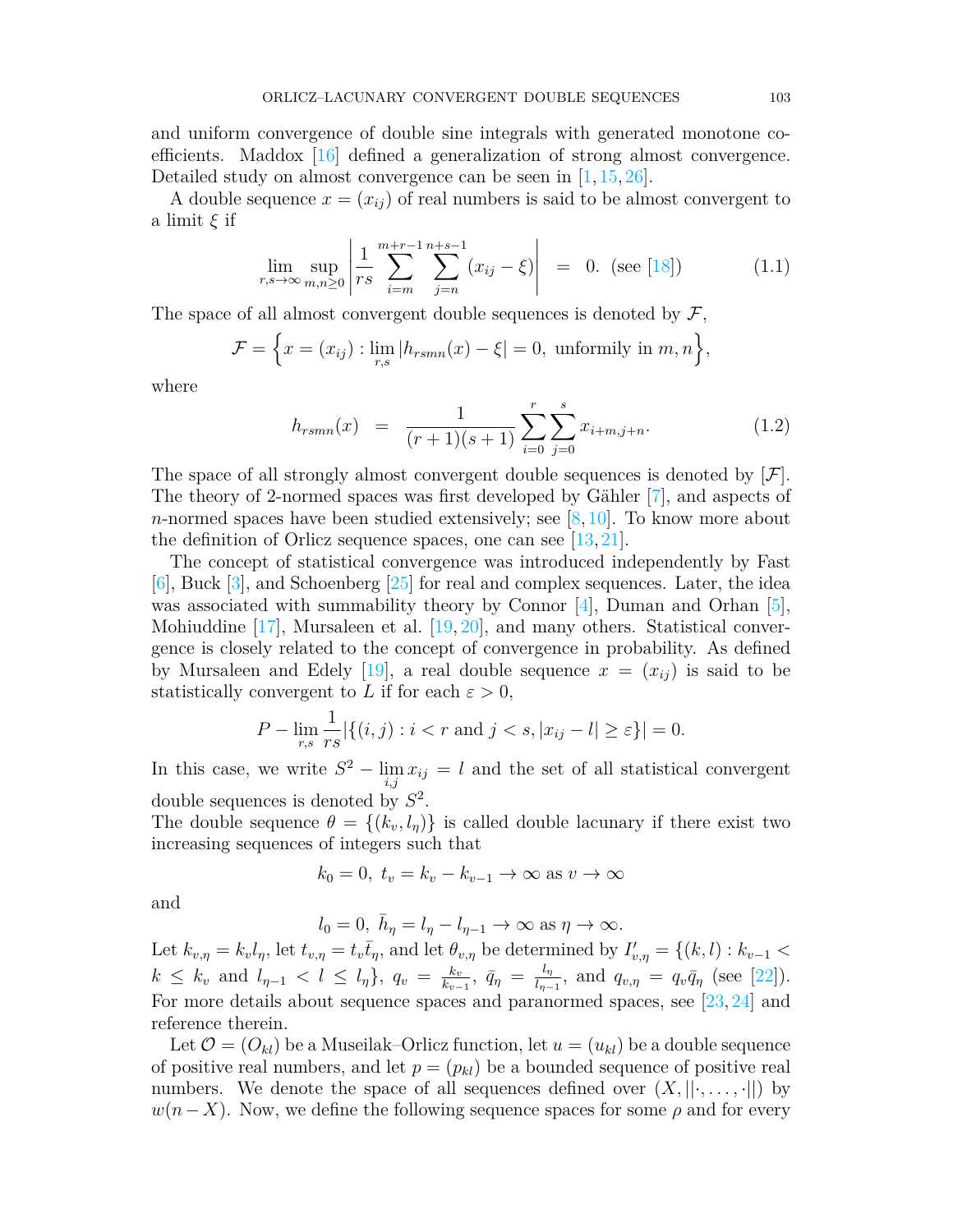and uniform convergence of double sine integrals with generated monotone coefficients. Maddox [16] defined a generalization of strong almost convergence. Detailed study on almost convergence can be seen in [1, 15, 26].

A double sequence $x = (x_{ij})$ of real numbers is said to be almost convergent to a limit $\xi$ if

$$\lim_{r,s\to\infty} \sup_{m,n\geq 0} \left| \frac{1}{rs} \sum_{i=m}^{m+r-1} \sum_{j=n}^{n+s-1} (x_{ij} - \xi) \right| = 0. \text{ (see [18])} \tag{1.1}$$

The space of all almost convergent double sequences is denoted by $\mathcal{F}$,

$$\mathcal{F} = \Big\{ x = (x_{ij}) : \lim_{r,s} |h_{rsmn}(x) - \xi| = 0, \text{ unformily in } m, n \Big\},$$

where

$$h_{rsmn}(x) = \frac{1}{(r+1)(s+1)} \sum_{i=0}^{r} \sum_{j=0}^{s} x_{i+m,j+n}. \tag{1.2}$$

The space of all strongly almost convergent double sequences is denoted by $[\mathcal{F}]$. The theory of 2-normed spaces was first developed by Gähler [7], and aspects of $n$-normed spaces have been studied extensively; see [8, 10]. To know more about the definition of Orlicz sequence spaces, one can see [13, 21].

The concept of statistical convergence was introduced independently by Fast [6], Buck [3], and Schoenberg [25] for real and complex sequences. Later, the idea was associated with summability theory by Connor [4], Duman and Orhan [5], Mohiuddine [17], Mursaleen et al. [19, 20], and many others. Statistical convergence is closely related to the concept of convergence in probability. As defined by Mursaleen and Edely [19], a real double sequence $x = (x_{ij})$ is said to be statistically convergent to $L$ if for each $\varepsilon > 0$,

$$P - \lim_{r,s} \frac{1}{rs} |\{(i,j) : i < r \text{ and } j < s, |x_{ij} - l| \geq \varepsilon\}| = 0.$$

In this case, we write $S^2 - \lim_{i,j} x_{ij} = l$ and the set of all statistical convergent double sequences is denoted by $S^2$.

The double sequence $\theta = \{(k_v, l_\eta)\}$ is called double lacunary if there exist two increasing sequences of integers such that

$$k_0 = 0, \; t_v = k_v - k_{v-1} \to \infty \text{ as } v \to \infty$$

and

$$l_0 = 0, \; \bar{h}_\eta = l_\eta - l_{\eta-1} \to \infty \text{ as } \eta \to \infty.$$

Let $k_{v,\eta} = k_v l_\eta$, let $t_{v,\eta} = t_v \bar{t}_\eta$, and let $\theta_{v,\eta}$ be determined by $I'_{v,\eta} = \{(k,l) : k_{v-1} < k \leq k_v \text{ and } l_{\eta-1} < l \leq l_\eta\}$, $q_v = \frac{k_v}{k_{v-1}}$, $\bar{q}_\eta = \frac{l_\eta}{l_{\eta-1}}$, and $q_{v,\eta} = q_v \bar{q}_\eta$ (see [22]). For more details about sequence spaces and paranormed spaces, see [23, 24] and reference therein.

Let $\mathcal{O} = (O_{kl})$ be a Museilak–Orlicz function, let $u = (u_{kl})$ be a double sequence of positive real numbers, and let $p = (p_{kl})$ be a bounded sequence of positive real numbers. We denote the space of all sequences defined over $(X, ||\cdot, \ldots, \cdot||)$ by $w(n - X)$. Now, we define the following sequence spaces for some $\rho$ and for every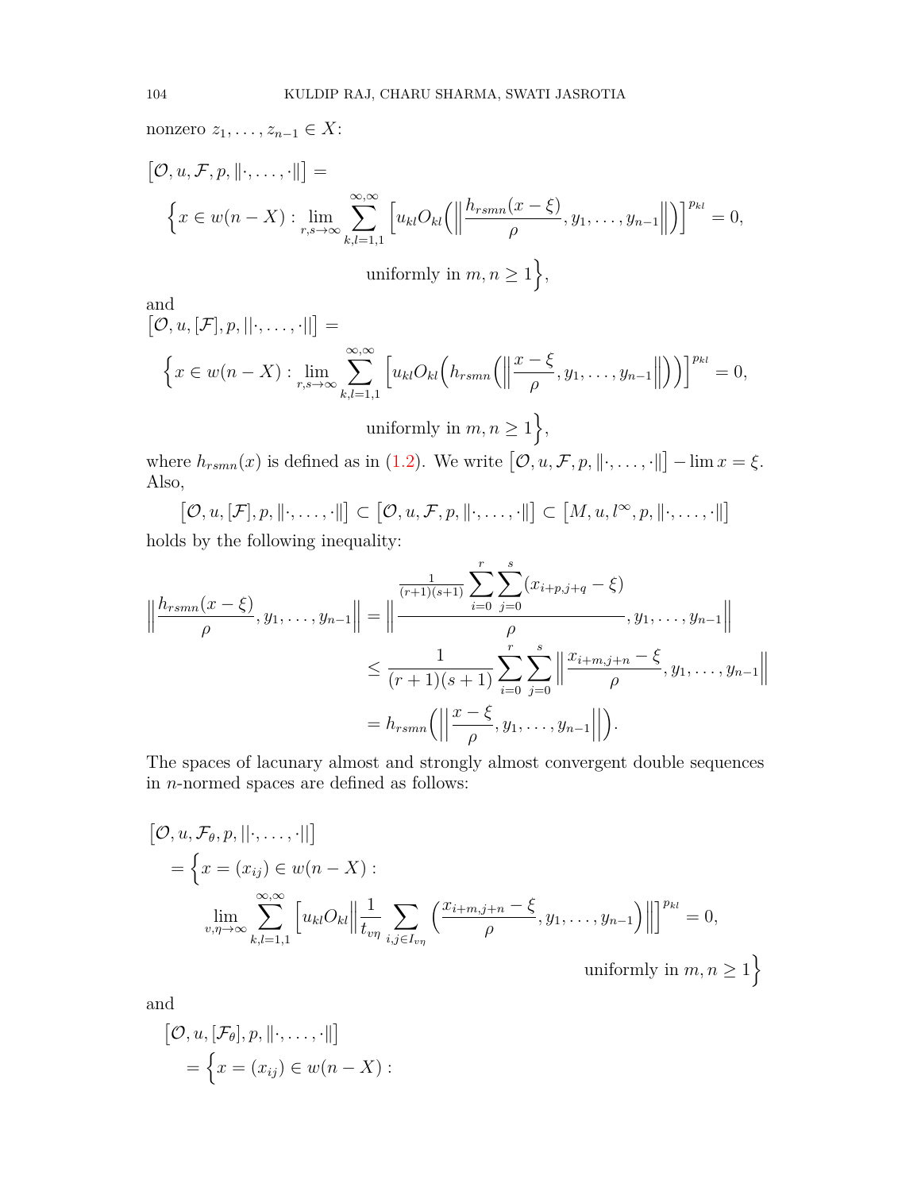nonzero $z_1, \ldots, z_{n-1} \in X$:

$$\big[\mathcal{O}, u, \mathcal{F}, p, \|\cdot, \ldots, \cdot\|\big] =$$

$$\Big\{x \in w(n-X) : \lim_{r,s\to\infty} \sum_{k,l=1,1}^{\infty,\infty} \Big[u_{kl} O_{kl}\Big(\Big\|\frac{h_{rsmn}(x-\xi)}{\rho}, y_1, \ldots, y_{n-1}\Big\|\Big)\Big]^{p_{kl}} = 0,$$

$$\text{uniformly in } m, n \geq 1\Big\},$$

and

$$\big[\mathcal{O}, u, [\mathcal{F}], p, ||\cdot, \ldots, \cdot||\big] =$$

$$\Big\{x \in w(n-X) : \lim_{r,s\to\infty} \sum_{k,l=1,1}^{\infty,\infty} \Big[u_{kl} O_{kl}\Big(h_{rsmn}\Big(\Big\|\frac{x-\xi}{\rho}, y_1, \ldots, y_{n-1}\Big\|\Big)\Big)\Big]^{p_{kl}} = 0,$$

$$\text{uniformly in } m, n \geq 1\Big\},$$

where $h_{rsmn}(x)$ is defined as in (1.2). We write $\big[\mathcal{O}, u, \mathcal{F}, p, \|\cdot, \ldots, \cdot\|\big] - \lim x = \xi$. Also,

$$\big[\mathcal{O}, u, [\mathcal{F}], p, \|\cdot, \ldots, \cdot\|\big] \subset \big[\mathcal{O}, u, \mathcal{F}, p, \|\cdot, \ldots, \cdot\|\big] \subset \big[M, u, l^{\infty}, p, \|\cdot, \ldots, \cdot\|\big]$$

holds by the following inequality:

$$\begin{aligned}
\Big\|\frac{h_{rsmn}(x-\xi)}{\rho}, y_1, \ldots, y_{n-1}\Big\| &= \Big\|\frac{\frac{1}{(r+1)(s+1)}\sum_{i=0}^{r}\sum_{j=0}^{s}(x_{i+p,j+q}-\xi)}{\rho}, y_1, \ldots, y_{n-1}\Big\| \\
&\leq \frac{1}{(r+1)(s+1)}\sum_{i=0}^{r}\sum_{j=0}^{s}\Big\|\frac{x_{i+m,j+n}-\xi}{\rho}, y_1, \ldots, y_{n-1}\Big\| \\
&= h_{rsmn}\Big(\Big\|\frac{x-\xi}{\rho}, y_1, \ldots, y_{n-1}\Big\|\Big).
\end{aligned}$$

The spaces of lacunary almost and strongly almost convergent double sequences in $n$-normed spaces are defined as follows:

$$\begin{aligned}
&\big[\mathcal{O}, u, \mathcal{F}_\theta, p, ||\cdot, \ldots, \cdot||\big] \\
&\quad = \Big\{x = (x_{ij}) \in w(n-X) : \\
&\qquad \lim_{v,\eta\to\infty} \sum_{k,l=1,1}^{\infty,\infty} \Big[u_{kl} O_{kl}\Big\|\frac{1}{t_{v\eta}} \sum_{i,j\in I_{v\eta}} \Big(\frac{x_{i+m,j+n}-\xi}{\rho}, y_1, \ldots, y_{n-1}\Big)\Big\|\Big]^{p_{kl}} = 0, \\
&\qquad\qquad \text{uniformly in } m, n \geq 1\Big\}
\end{aligned}$$

and

$$\begin{aligned}
&\big[\mathcal{O}, u, [\mathcal{F}_\theta], p, \|\cdot, \ldots, \cdot\|\big] \\
&\quad = \Big\{x = (x_{ij}) \in w(n-X) :
\end{aligned}$$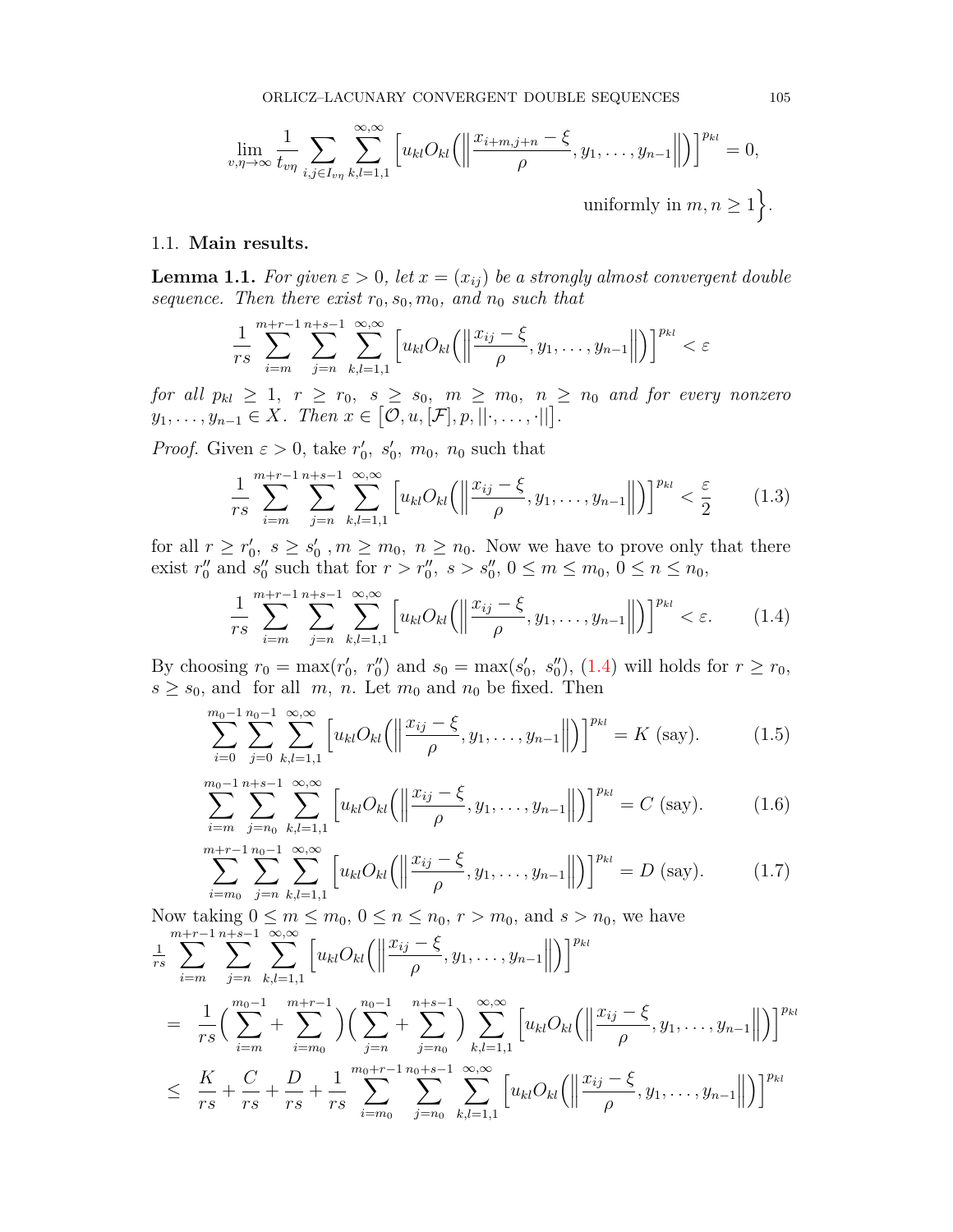$$\lim_{v,\eta\to\infty} \frac{1}{t_{v\eta}} \sum_{i,j\in I_{v\eta}} \sum_{k,l=1,1}^{\infty,\infty} \Big[u_{kl} O_{kl}\Big(\Big\|\frac{x_{i+m,j+n}-\xi}{\rho}, y_1,\ldots,y_{n-1}\Big\|\Big)\Big]^{p_{kl}} = 0,$$

$$\text{uniformly in } m,n \geq 1\Big\}.$$

### 1.1. **Main results.**

**Lemma 1.1.** *For given $\varepsilon > 0$, let $x = (x_{ij})$ be a strongly almost convergent double sequence. Then there exist $r_0, s_0, m_0,$ and $n_0$ such that*

$$\frac{1}{rs} \sum_{i=m}^{m+r-1} \sum_{j=n}^{n+s-1} \sum_{k,l=1,1}^{\infty,\infty} \Big[u_{kl} O_{kl}\Big(\Big\|\frac{x_{ij}-\xi}{\rho}, y_1,\ldots,y_{n-1}\Big\|\Big)\Big]^{p_{kl}} < \varepsilon$$

*for all $p_{kl} \geq 1$, $r \geq r_0$, $s \geq s_0$, $m \geq m_0$, $n \geq n_0$ and for every nonzero $y_1,\ldots,y_{n-1} \in X$. Then $x \in \big[\mathcal{O}, u, [\mathcal{F}], p, ||\cdot,\ldots,\cdot||\big]$.*

*Proof.* Given $\varepsilon > 0$, take $r_0',\ s_0',\ m_0,\ n_0$ such that

$$\frac{1}{rs} \sum_{i=m}^{m+r-1} \sum_{j=n}^{n+s-1} \sum_{k,l=1,1}^{\infty,\infty} \Big[u_{kl} O_{kl}\Big(\Big\|\frac{x_{ij}-\xi}{\rho}, y_1,\ldots,y_{n-1}\Big\|\Big)\Big]^{p_{kl}} < \frac{\varepsilon}{2} \tag{1.3}$$

for all $r \geq r_0',\ s \geq s_0'\ , m \geq m_0,\ n \geq n_0$. Now we have to prove only that there exist $r_0''$ and $s_0''$ such that for $r > r_0'',\ s > s_0'',\ 0 \leq m \leq m_0,\ 0 \leq n \leq n_0$,

$$\frac{1}{rs} \sum_{i=m}^{m+r-1} \sum_{j=n}^{n+s-1} \sum_{k,l=1,1}^{\infty,\infty} \Big[u_{kl} O_{kl}\Big(\Big\|\frac{x_{ij}-\xi}{\rho}, y_1,\ldots,y_{n-1}\Big\|\Big)\Big]^{p_{kl}} < \varepsilon. \tag{1.4}$$

By choosing $r_0 = \max(r_0',\ r_0'')$ and $s_0 = \max(s_0',\ s_0'')$, (1.4) will holds for $r \geq r_0$, $s \geq s_0$, and for all $m,\ n$. Let $m_0$ and $n_0$ be fixed. Then

$$\sum_{i=0}^{m_0-1} \sum_{j=0}^{n_0-1} \sum_{k,l=1,1}^{\infty,\infty} \Big[u_{kl} O_{kl}\Big(\Big\|\frac{x_{ij}-\xi}{\rho}, y_1,\ldots,y_{n-1}\Big\|\Big)\Big]^{p_{kl}} = K \text{ (say)}. \tag{1.5}$$

$$\sum_{i=m}^{m_0-1} \sum_{j=n_0}^{n+s-1} \sum_{k,l=1,1}^{\infty,\infty} \Big[u_{kl} O_{kl}\Big(\Big\|\frac{x_{ij}-\xi}{\rho}, y_1,\ldots,y_{n-1}\Big\|\Big)\Big]^{p_{kl}} = C \text{ (say)}. \tag{1.6}$$

$$\sum_{i=m_0}^{m+r-1} \sum_{j=n}^{n_0-1} \sum_{k,l=1,1}^{\infty,\infty} \Big[u_{kl} O_{kl}\Big(\Big\|\frac{x_{ij}-\xi}{\rho}, y_1,\ldots,y_{n-1}\Big\|\Big)\Big]^{p_{kl}} = D \text{ (say)}. \tag{1.7}$$

Now taking $0 \leq m \leq m_0$, $0 \leq n \leq n_0$, $r > m_0$, and $s > n_0$, we have

$$\begin{aligned}
&\frac{1}{rs} \sum_{i=m}^{m+r-1} \sum_{j=n}^{n+s-1} \sum_{k,l=1,1}^{\infty,\infty} \Big[u_{kl} O_{kl}\Big(\Big\|\frac{x_{ij}-\xi}{\rho}, y_1,\ldots,y_{n-1}\Big\|\Big)\Big]^{p_{kl}} \\
&= \frac{1}{rs}\Big(\sum_{i=m}^{m_0-1} + \sum_{i=m_0}^{m+r-1}\Big)\Big(\sum_{j=n}^{n_0-1} + \sum_{j=n_0}^{n+s-1}\Big) \sum_{k,l=1,1}^{\infty,\infty} \Big[u_{kl} O_{kl}\Big(\Big\|\frac{x_{ij}-\xi}{\rho}, y_1,\ldots,y_{n-1}\Big\|\Big)\Big]^{p_{kl}} \\
&\leq \frac{K}{rs} + \frac{C}{rs} + \frac{D}{rs} + \frac{1}{rs} \sum_{i=m_0}^{m_0+r-1} \sum_{j=n_0}^{n_0+s-1} \sum_{k,l=1,1}^{\infty,\infty} \Big[u_{kl} O_{kl}\Big(\Big\|\frac{x_{ij}-\xi}{\rho}, y_1,\ldots,y_{n-1}\Big\|\Big)\Big]^{p_{kl}}
\end{aligned}$$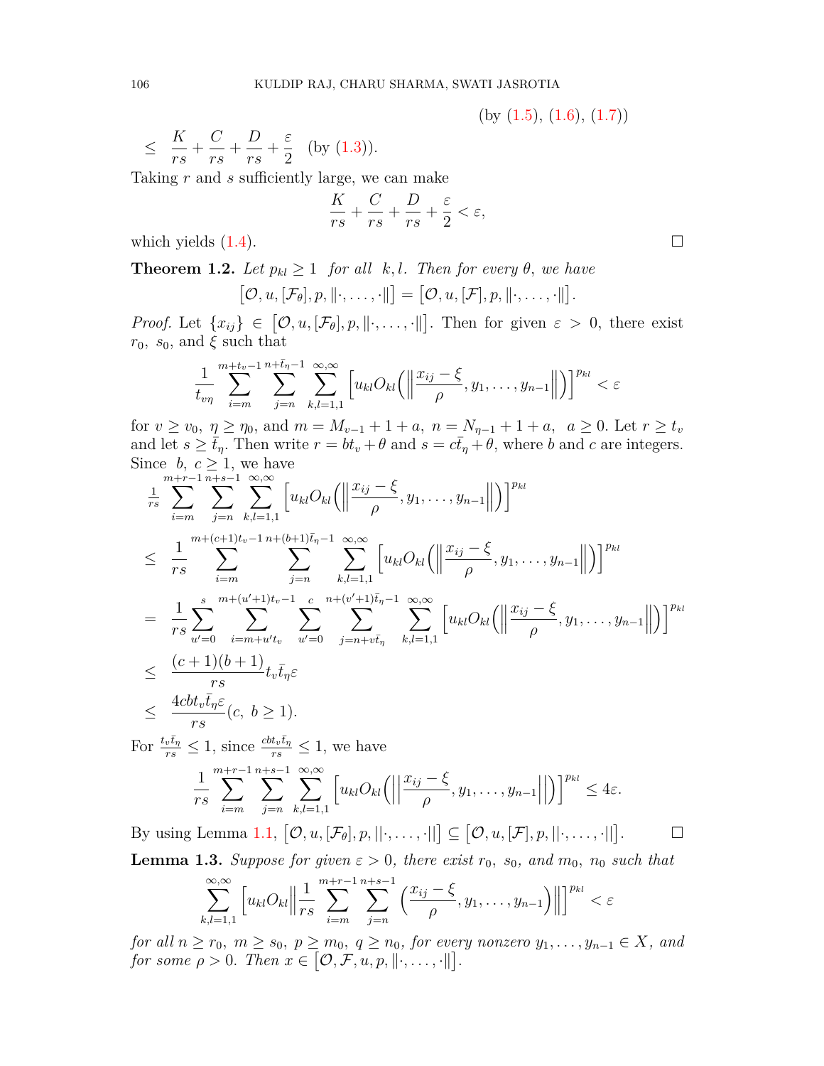(by (1.5), (1.6), (1.7))

$$\leq \frac{K}{rs} + \frac{C}{rs} + \frac{D}{rs} + \frac{\varepsilon}{2} \quad \text{(by (1.3))}.$$

Taking $r$ and $s$ sufficiently large, we can make

$$\frac{K}{rs} + \frac{C}{rs} + \frac{D}{rs} + \frac{\varepsilon}{2} < \varepsilon,$$

which yields (1.4). ☐

**Theorem 1.2.** *Let $p_{kl} \geq 1$ for all $k, l$. Then for every $\theta$, we have*

$$\left[\mathcal{O}, u, [\mathcal{F}_\theta], p, \|\cdot, \ldots, \cdot\|\right] = \left[\mathcal{O}, u, [\mathcal{F}], p, \|\cdot, \ldots, \cdot\|\right].$$

*Proof.* Let $\{x_{ij}\} \in \left[\mathcal{O}, u, [\mathcal{F}_\theta], p, \|\cdot, \ldots, \cdot\|\right]$. Then for given $\varepsilon > 0$, there exist $r_0$, $s_0$, and $\xi$ such that

$$\frac{1}{t_{v\eta}} \sum_{i=m}^{m+t_v-1} \sum_{j=n}^{n+\bar{t}_\eta-1} \sum_{k,l=1,1}^{\infty,\infty} \left[u_{kl} O_{kl}\left(\left\|\frac{x_{ij}-\xi}{\rho}, y_1, \ldots, y_{n-1}\right\|\right)\right]^{p_{kl}} < \varepsilon$$

for $v \geq v_0$, $\eta \geq \eta_0$, and $m = M_{v-1} + 1 + a$, $n = N_{\eta-1} + 1 + a$, $a \geq 0$. Let $r \geq t_v$ and let $s \geq \bar{t}_\eta$. Then write $r = bt_v + \theta$ and $s = c\bar{t}_\eta + \theta$, where $b$ and $c$ are integers. Since $b$, $c \geq 1$, we have

$$\begin{aligned}
&\frac{1}{rs} \sum_{i=m}^{m+r-1} \sum_{j=n}^{n+s-1} \sum_{k,l=1,1}^{\infty,\infty} \left[u_{kl} O_{kl}\left(\left\|\frac{x_{ij}-\xi}{\rho}, y_1, \ldots, y_{n-1}\right\|\right)\right]^{p_{kl}} \\
&\leq \frac{1}{rs} \sum_{i=m}^{m+(c+1)t_v-1} \sum_{j=n}^{n+(b+1)\bar{t}_\eta-1} \sum_{k,l=1,1}^{\infty,\infty} \left[u_{kl} O_{kl}\left(\left\|\frac{x_{ij}-\xi}{\rho}, y_1, \ldots, y_{n-1}\right\|\right)\right]^{p_{kl}} \\
&= \frac{1}{rs} \sum_{u'=0}^{s} \sum_{i=m+u't_v}^{m+(u'+1)t_v-1} \sum_{u'=0}^{c} \sum_{j=n+v\bar{t}_\eta}^{n+(v'+1)\bar{t}_\eta-1} \sum_{k,l=1,1}^{\infty,\infty} \left[u_{kl} O_{kl}\left(\left\|\frac{x_{ij}-\xi}{\rho}, y_1, \ldots, y_{n-1}\right\|\right)\right]^{p_{kl}} \\
&\leq \frac{(c+1)(b+1)}{rs} t_v \bar{t}_\eta \varepsilon \\
&\leq \frac{4cbt_v\bar{t}_\eta\varepsilon}{rs} (c,\ b \geq 1).
\end{aligned}$$

For $\frac{t_v\bar{t}_\eta}{rs} \leq 1$, since $\frac{cbt_v\bar{t}_\eta}{rs} \leq 1$, we have

$$\frac{1}{rs} \sum_{i=m}^{m+r-1} \sum_{j=n}^{n+s-1} \sum_{k,l=1,1}^{\infty,\infty} \left[u_{kl} O_{kl}\left(\left|\left|\frac{x_{ij}-\xi}{\rho}, y_1, \ldots, y_{n-1}\right|\right|\right)\right]^{p_{kl}} \leq 4\varepsilon.$$

By using Lemma 1.1, $\left[\mathcal{O}, u, [\mathcal{F}_\theta], p, ||\cdot, \ldots, \cdot||\right] \subseteq \left[\mathcal{O}, u, [\mathcal{F}], p, ||\cdot, \ldots, \cdot||\right]$. ☐

**Lemma 1.3.** *Suppose for given $\varepsilon > 0$, there exist $r_0$, $s_0$, and $m_0$, $n_0$ such that*

$$\sum_{k,l=1,1}^{\infty,\infty} \left[u_{kl} O_{kl} \left\|\frac{1}{rs} \sum_{i=m}^{m+r-1} \sum_{j=n}^{n+s-1} \left(\frac{x_{ij}-\xi}{\rho}, y_1, \ldots, y_{n-1}\right)\right\|\right]^{p_{kl}} < \varepsilon$$

*for all $n \geq r_0$, $m \geq s_0$, $p \geq m_0$, $q \geq n_0$, for every nonzero $y_1, \ldots, y_{n-1} \in X$, and for some $\rho > 0$. Then $x \in \left[\mathcal{O}, \mathcal{F}, u, p, \|\cdot, \ldots, \cdot\|\right]$.*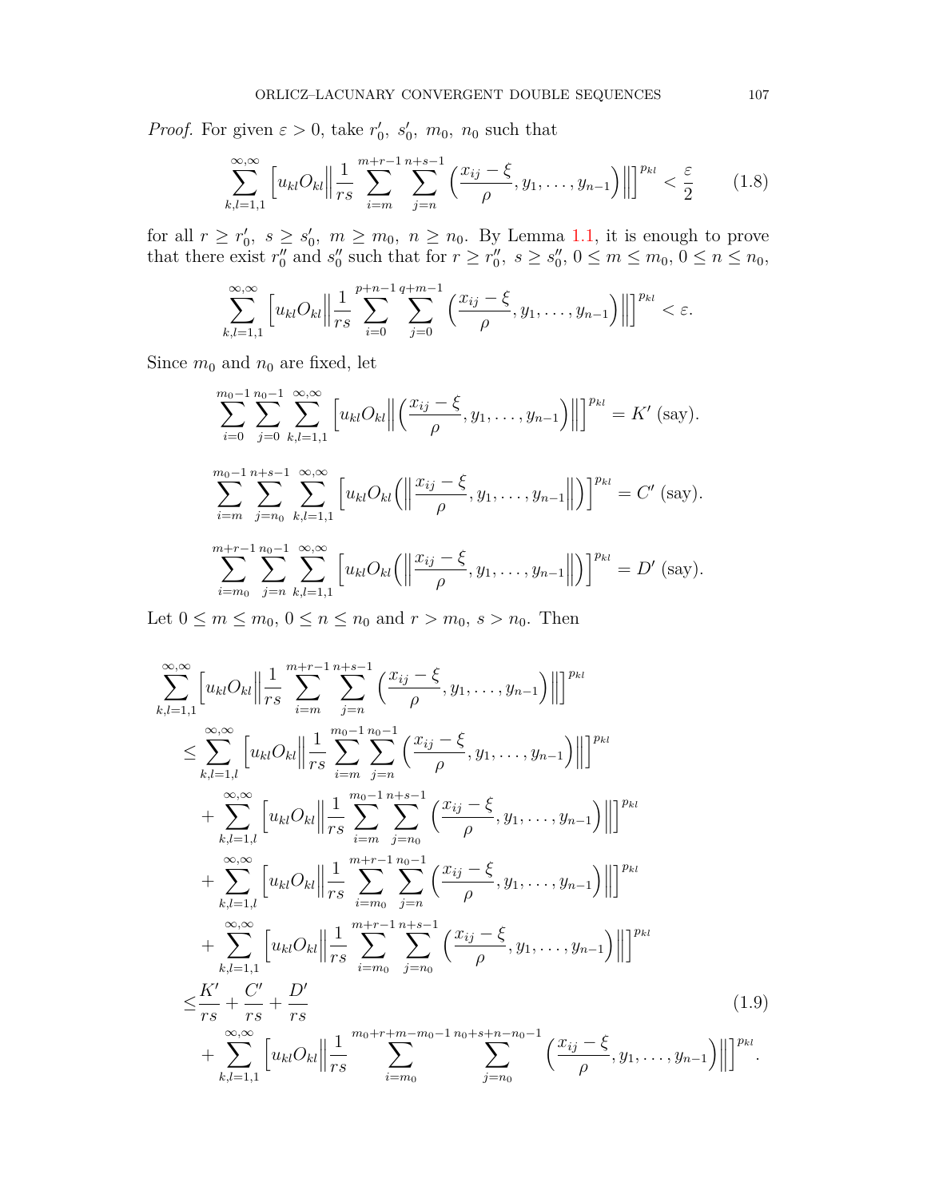*Proof.* For given $\varepsilon > 0$, take $r_0',\ s_0',\ m_0,\ n_0$ such that

$$\sum_{k,l=1,1}^{\infty,\infty}\Big[u_{kl}O_{kl}\Big\|\frac{1}{rs}\sum_{i=m}^{m+r-1}\sum_{j=n}^{n+s-1}\Big(\frac{x_{ij}-\xi}{\rho},y_1,\ldots,y_{n-1}\Big)\Big\|\Big]^{p_{kl}} < \frac{\varepsilon}{2} \tag{1.8}$$

for all $r \geq r_0',\ s \geq s_0',\ m \geq m_0,\ n \geq n_0$. By Lemma 1.1, it is enough to prove that there exist $r_0''$ and $s_0''$ such that for $r \geq r_0'',\ s \geq s_0'',\ 0 \leq m \leq m_0,\ 0 \leq n \leq n_0$,

$$\sum_{k,l=1,1}^{\infty,\infty}\Big[u_{kl}O_{kl}\Big\|\frac{1}{rs}\sum_{i=0}^{p+n-1}\sum_{j=0}^{q+m-1}\Big(\frac{x_{ij}-\xi}{\rho},y_1,\ldots,y_{n-1}\Big)\Big\|\Big]^{p_{kl}} < \varepsilon.$$

Since $m_0$ and $n_0$ are fixed, let

$$\sum_{i=0}^{m_0-1}\sum_{j=0}^{n_0-1}\sum_{k,l=1,1}^{\infty,\infty}\Big[u_{kl}O_{kl}\Big\|\Big(\frac{x_{ij}-\xi}{\rho},y_1,\ldots,y_{n-1}\Big)\Big\|\Big]^{p_{kl}} = K' \text{ (say)}.$$

$$\sum_{i=m}^{m_0-1}\sum_{j=n_0}^{n+s-1}\sum_{k,l=1,1}^{\infty,\infty}\Big[u_{kl}O_{kl}\Big(\Big\|\frac{x_{ij}-\xi}{\rho},y_1,\ldots,y_{n-1}\Big\|\Big)\Big]^{p_{kl}} = C' \text{ (say)}.$$

$$\sum_{i=m_0}^{m+r-1}\sum_{j=n}^{n_0-1}\sum_{k,l=1,1}^{\infty,\infty}\Big[u_{kl}O_{kl}\Big(\Big\|\frac{x_{ij}-\xi}{\rho},y_1,\ldots,y_{n-1}\Big\|\Big)\Big]^{p_{kl}} = D' \text{ (say)}.$$

Let $0 \leq m \leq m_0$, $0 \leq n \leq n_0$ and $r > m_0$, $s > n_0$. Then

$$\begin{aligned}
&\sum_{k,l=1,1}^{\infty,\infty}\Big[u_{kl}O_{kl}\Big\|\frac{1}{rs}\sum_{i=m}^{m+r-1}\sum_{j=n}^{n+s-1}\Big(\frac{x_{ij}-\xi}{\rho},y_1,\ldots,y_{n-1}\Big)\Big\|\Big]^{p_{kl}}\\
&\leq \sum_{k,l=1,l}^{\infty,\infty}\Big[u_{kl}O_{kl}\Big\|\frac{1}{rs}\sum_{i=m}^{m_0-1}\sum_{j=n}^{n_0-1}\Big(\frac{x_{ij}-\xi}{\rho},y_1,\ldots,y_{n-1}\Big)\Big\|\Big]^{p_{kl}}\\
&\quad+\sum_{k,l=1,l}^{\infty,\infty}\Big[u_{kl}O_{kl}\Big\|\frac{1}{rs}\sum_{i=m}^{m_0-1}\sum_{j=n_0}^{n+s-1}\Big(\frac{x_{ij}-\xi}{\rho},y_1,\ldots,y_{n-1}\Big)\Big\|\Big]^{p_{kl}}\\
&\quad+\sum_{k,l=1,l}^{\infty,\infty}\Big[u_{kl}O_{kl}\Big\|\frac{1}{rs}\sum_{i=m_0}^{m+r-1}\sum_{j=n}^{n_0-1}\Big(\frac{x_{ij}-\xi}{\rho},y_1,\ldots,y_{n-1}\Big)\Big\|\Big]^{p_{kl}}\\
&\quad+\sum_{k,l=1,1}^{\infty,\infty}\Big[u_{kl}O_{kl}\Big\|\frac{1}{rs}\sum_{i=m_0}^{m+r-1}\sum_{j=n_0}^{n+s-1}\Big(\frac{x_{ij}-\xi}{\rho},y_1,\ldots,y_{n-1}\Big)\Big\|\Big]^{p_{kl}}\\
&\leq \frac{K'}{rs}+\frac{C'}{rs}+\frac{D'}{rs}\\
&\quad+\sum_{k,l=1,1}^{\infty,\infty}\Big[u_{kl}O_{kl}\Big\|\frac{1}{rs}\sum_{i=m_0}^{m_0+r+m-m_0-1}\sum_{j=n_0}^{n_0+s+n-n_0-1}\Big(\frac{x_{ij}-\xi}{\rho},y_1,\ldots,y_{n-1}\Big)\Big\|\Big]^{p_{kl}}.
\end{aligned} \tag{1.9}$$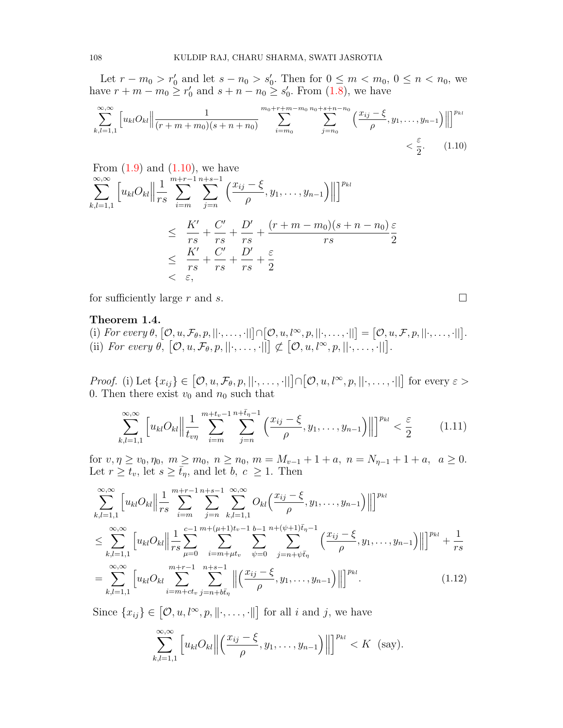Let $r - m_0 > r'_0$ and let $s - n_0 > s'_0$. Then for $0 \leq m < m_0$, $0 \leq n < n_0$, we have $r + m - m_0 \geq r'_0$ and $s + n - n_0 \geq s'_0$. From (1.8), we have

$$\sum_{k,l=1,1}^{\infty,\infty} \Big[ u_{kl} O_{kl} \Big\| \frac{1}{(r+m+m_0)(s+n+n_0)} \sum_{i=m_0}^{m_0+r+m-m_0} \sum_{j=n_0}^{n_0+s+n-n_0} \Big( \frac{x_{ij}-\xi}{\rho}, y_1, \ldots, y_{n-1} \Big) \Big\| \Big]^{p_{kl}} < \frac{\varepsilon}{2}. \tag{1.10}$$

From (1.9) and (1.10), we have

$$\begin{aligned}
\sum_{k,l=1,1}^{\infty,\infty} \Big[ u_{kl} O_{kl} \Big\| \frac{1}{rs} \sum_{i=m}^{m+r-1} \sum_{j=n}^{n+s-1} \Big( \frac{x_{ij}-\xi}{\rho}, y_1, \ldots, y_{n-1} \Big) \Big\| \Big]^{p_{kl}} \\
&\leq \frac{K'}{rs} + \frac{C'}{rs} + \frac{D'}{rs} + \frac{(r+m-m_0)(s+n-n_0)}{rs} \frac{\varepsilon}{2} \\
&\leq \frac{K'}{rs} + \frac{C'}{rs} + \frac{D'}{rs} + \frac{\varepsilon}{2} \\
&< \varepsilon,
\end{aligned}$$

for sufficiently large $r$ and $s$. $\square$

**Theorem 1.4.**
(i) *For every* $\theta$, $\big[\mathcal{O}, u, \mathcal{F}_\theta, p, ||\cdot, \ldots, \cdot||\big] \cap \big[\mathcal{O}, u, l^\infty, p, ||\cdot, \ldots, \cdot||\big] = \big[\mathcal{O}, u, \mathcal{F}, p, ||\cdot, \ldots, \cdot||\big]$.
(ii) *For every* $\theta$, $\big[\mathcal{O}, u, \mathcal{F}_\theta, p, ||\cdot, \ldots, \cdot||\big] \not\subset \big[\mathcal{O}, u, l^\infty, p, ||\cdot, \ldots, \cdot||\big]$.

*Proof.* (i) Let $\{x_{ij}\} \in \big[\mathcal{O}, u, \mathcal{F}_\theta, p, ||\cdot, \ldots, \cdot||\big] \cap \big[\mathcal{O}, u, l^\infty, p, ||\cdot, \ldots, \cdot||\big]$ for every $\varepsilon > 0$. Then there exist $v_0$ and $n_0$ such that

$$\sum_{k,l=1,1}^{\infty,\infty} \Big[ u_{kl} O_{kl} \Big\| \frac{1}{t_{v\eta}} \sum_{i=m}^{m+t_v-1} \sum_{j=n}^{n+\bar{t}_\eta-1} \Big( \frac{x_{ij}-\xi}{\rho}, y_1, \ldots, y_{n-1} \Big) \Big\| \Big]^{p_{kl}} < \frac{\varepsilon}{2} \tag{1.11}$$

for $v, \eta \geq v_0, \eta_0$, $m \geq m_0$, $n \geq n_0$, $m = M_{v-1} + 1 + a$, $n = N_{\eta-1} + 1 + a$, $a \geq 0$. Let $r \geq t_v$, let $s \geq \bar{t}_\eta$, and let $b$, $c \geq 1$. Then

$$\begin{aligned}
&\sum_{k,l=1,1}^{\infty,\infty} \Big[ u_{kl} O_{kl} \Big\| \frac{1}{rs} \sum_{i=m}^{m+r-1} \sum_{j=n}^{n+s-1} \sum_{k,l=1,1}^{\infty,\infty} O_{kl} \Big( \frac{x_{ij}-\xi}{\rho}, y_1, \ldots, y_{n-1} \Big) \Big\| \Big]^{p_{kl}} \\
&\leq \sum_{k,l=1,1}^{\infty,\infty} \Big[ u_{kl} O_{kl} \Big\| \frac{1}{rs} \sum_{\mu=0}^{c-1} \sum_{i=m+\mu t_v}^{m+(\mu+1)t_v-1} \sum_{\psi=0}^{b-1} \sum_{j=n+\psi \bar{t}_\eta}^{n+(\psi+1)\bar{t}_\eta-1} \Big( \frac{x_{ij}-\xi}{\rho}, y_1, \ldots, y_{n-1} \Big) \Big\| \Big]^{p_{kl}} + \frac{1}{rs} \\
&= \sum_{k,l=1,1}^{\infty,\infty} \Big[ u_{kl} O_{kl} \sum_{i=m+ct_v}^{m+r-1} \sum_{j=n+b\bar{t}_\eta}^{n+s-1} \Big\| \Big( \frac{x_{ij}-\xi}{\rho}, y_1, \ldots, y_{n-1} \Big) \Big\| \Big]^{p_{kl}}.
\end{aligned} \tag{1.12}$$

Since $\{x_{ij}\} \in \big[\mathcal{O}, u, l^\infty, p, \|\cdot, \ldots, \cdot\|\big]$ for all $i$ and $j$, we have

$$\sum_{k,l=1,1}^{\infty,\infty} \Big[ u_{kl} O_{kl} \Big\| \Big( \frac{x_{ij}-\xi}{\rho}, y_1, \ldots, y_{n-1} \Big) \Big\| \Big]^{p_{kl}} < K \text{ (say)}.$$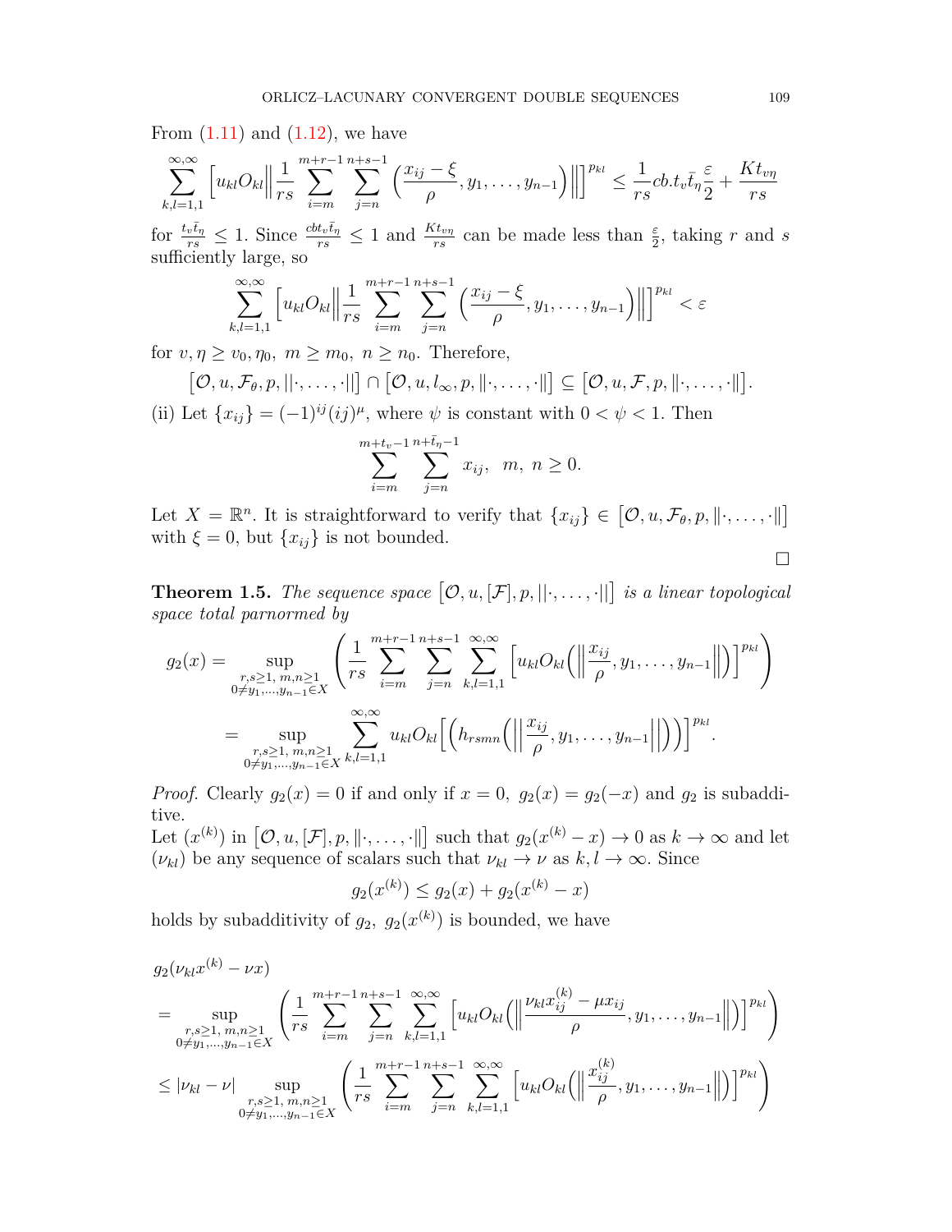From (1.11) and (1.12), we have

$$\sum_{k,l=1,1}^{\infty,\infty}\Big[u_{kl}O_{kl}\Big\|\frac{1}{rs}\sum_{i=m}^{m+r-1}\sum_{j=n}^{n+s-1}\Big(\frac{x_{ij}-\xi}{\rho},y_1,\dots,y_{n-1}\Big)\Big\|\Big]^{p_{kl}} \le \frac{1}{rs}cb.t_v\bar{t}_\eta\frac{\varepsilon}{2}+\frac{Kt_{v\eta}}{rs}$$

for $\frac{t_v\bar{t}_\eta}{rs}\le 1$. Since $\frac{cbt_v\bar{t}_\eta}{rs}\le 1$ and $\frac{Kt_{v\eta}}{rs}$ can be made less than $\frac{\varepsilon}{2}$, taking $r$ and $s$ sufficiently large, so

$$\sum_{k,l=1,1}^{\infty,\infty}\Big[u_{kl}O_{kl}\Big\|\frac{1}{rs}\sum_{i=m}^{m+r-1}\sum_{j=n}^{n+s-1}\Big(\frac{x_{ij}-\xi}{\rho},y_1,\dots,y_{n-1}\Big)\Big\|\Big]^{p_{kl}}<\varepsilon$$

for $v,\eta\ge v_0,\eta_0,\ m\ge m_0,\ n\ge n_0$. Therefore,

$$\big[\mathcal{O},u,\mathcal{F}_\theta,p,||\cdot,\dots,\cdot||\big]\cap\big[\mathcal{O},u,l_\infty,p,\|\cdot,\dots,\cdot\|\big]\subseteq\big[\mathcal{O},u,\mathcal{F},p,\|\cdot,\dots,\cdot\|\big].$$

(ii) Let $\{x_{ij}\}=(-1)^{ij}(ij)^{\mu}$, where $\psi$ is constant with $0<\psi<1$. Then

$$\sum_{i=m}^{m+t_v-1}\sum_{j=n}^{n+\bar{t}_\eta-1}x_{ij},\quad m,\ n\ge 0.$$

Let $X=\mathbb{R}^n$. It is straightforward to verify that $\{x_{ij}\}\in\big[\mathcal{O},u,\mathcal{F}_\theta,p,\|\cdot,\dots,\cdot\|\big]$ with $\xi=0$, but $\{x_{ij}\}$ is not bounded. □

**Theorem 1.5.** *The sequence space $\big[\mathcal{O},u,[\mathcal{F}],p,||\cdot,\dots,\cdot||\big]$ is a linear topological space total parnormed by*

$$\begin{aligned}
g_2(x)&=\sup_{\substack{r,s\ge1,\ m,n\ge1\\ 0\ne y_1,\dots,y_{n-1}\in X}}\Bigg(\frac{1}{rs}\sum_{i=m}^{m+r-1}\sum_{j=n}^{n+s-1}\sum_{k,l=1,1}^{\infty,\infty}\Big[u_{kl}O_{kl}\Big(\Big\|\frac{x_{ij}}{\rho},y_1,\dots,y_{n-1}\Big\|\Big)\Big]^{p_{kl}}\Bigg)\\
&=\sup_{\substack{r,s\ge1,\ m,n\ge1\\ 0\ne y_1,\dots,y_{n-1}\in X}}\sum_{k,l=1,1}^{\infty,\infty}u_{kl}O_{kl}\Big[\Big(h_{rsmn}\Big(\Big\|\frac{x_{ij}}{\rho},y_1,\dots,y_{n-1}\Big|\Big|\Big)\Big)\Big]^{p_{kl}}.
\end{aligned}$$

*Proof.* Clearly $g_2(x)=0$ if and only if $x=0,\ g_2(x)=g_2(-x)$ and $g_2$ is subadditive.
Let $(x^{(k)})$ in $\big[\mathcal{O},u,[\mathcal{F}],p,\|\cdot,\dots,\cdot\|\big]$ such that $g_2(x^{(k)}-x)\to0$ as $k\to\infty$ and let $(\nu_{kl})$ be any sequence of scalars such that $\nu_{kl}\to\nu$ as $k,l\to\infty$. Since

$$g_2(x^{(k)})\le g_2(x)+g_2(x^{(k)}-x)$$

holds by subadditivity of $g_2$, $g_2(x^{(k)})$ is bounded, we have

$$\begin{aligned}
&g_2(\nu_{kl}x^{(k)}-\nu x)\\
&=\sup_{\substack{r,s\ge1,\ m,n\ge1\\ 0\ne y_1,\dots,y_{n-1}\in X}}\Bigg(\frac{1}{rs}\sum_{i=m}^{m+r-1}\sum_{j=n}^{n+s-1}\sum_{k,l=1,1}^{\infty,\infty}\Big[u_{kl}O_{kl}\Big(\Big\|\frac{\nu_{kl}x_{ij}^{(k)}-\mu x_{ij}}{\rho},y_1,\dots,y_{n-1}\Big\|\Big)\Big]^{p_{kl}}\Bigg)\\
&\le|\nu_{kl}-\nu|\sup_{\substack{r,s\ge1,\ m,n\ge1\\ 0\ne y_1,\dots,y_{n-1}\in X}}\Bigg(\frac{1}{rs}\sum_{i=m}^{m+r-1}\sum_{j=n}^{n+s-1}\sum_{k,l=1,1}^{\infty,\infty}\Big[u_{kl}O_{kl}\Big(\Big\|\frac{x_{ij}^{(k)}}{\rho},y_1,\dots,y_{n-1}\Big\|\Big)\Big]^{p_{kl}}\Bigg)
\end{aligned}$$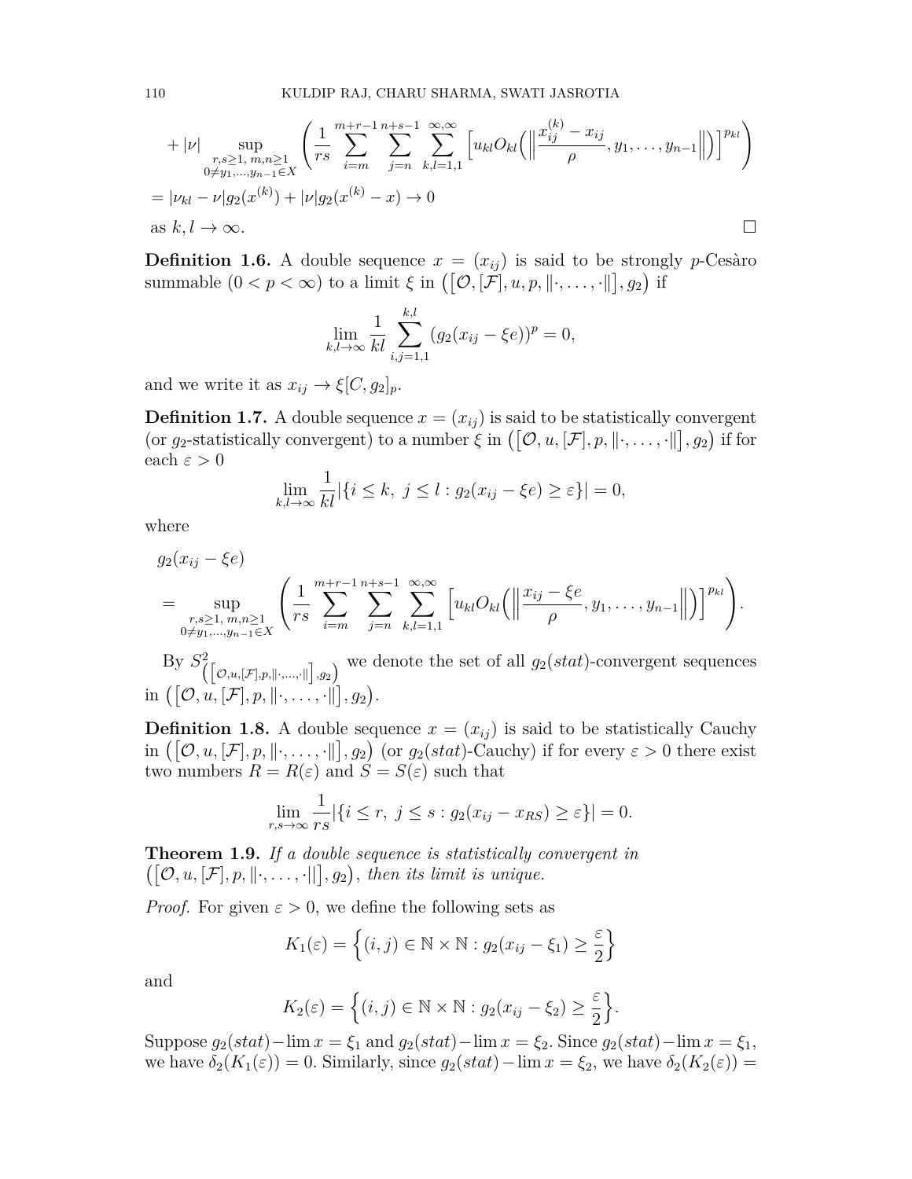$$
\begin{aligned}
&+|\nu| \sup_{\substack{r,s\geq 1,\ m,n\geq 1\\ 0\neq y_1,\dots,y_{n-1}\in X}} \left( \frac{1}{rs} \sum_{i=m}^{m+r-1} \sum_{j=n}^{n+s-1} \sum_{k,l=1,1}^{\infty,\infty} \Big[ u_{kl} O_{kl} \Big( \Big\| \frac{x_{ij}^{(k)} - x_{ij}}{\rho}, y_1, \dots, y_{n-1} \Big\| \Big) \Big]^{p_{kl}} \right) \\
&= |\nu_{kl} - \nu| g_2(x^{(k)}) + |\nu| g_2(x^{(k)} - x) \to 0
\end{aligned}
$$

as $k, l \to \infty$. $\square$

**Definition 1.6.** A double sequence $x = (x_{ij})$ is said to be strongly $p$-Cesàro summable $(0 < p < \infty)$ to a limit $\xi$ in $\big(\big[\mathcal{O}, [\mathcal{F}], u, p, \|\cdot, \dots, \cdot\|\big], g_2\big)$ if

$$
\lim_{k,l\to\infty} \frac{1}{kl} \sum_{i,j=1,1}^{k,l} (g_2(x_{ij} - \xi e))^p = 0,
$$

and we write it as $x_{ij} \to \xi[C, g_2]_p$.

**Definition 1.7.** A double sequence $x = (x_{ij})$ is said to be statistically convergent (or $g_2$-statistically convergent) to a number $\xi$ in $\big(\big[\mathcal{O}, u, [\mathcal{F}], p, \|\cdot, \dots, \cdot\|\big], g_2\big)$ if for each $\varepsilon > 0$

$$
\lim_{k,l\to\infty} \frac{1}{kl} |\{ i \leq k,\ j \leq l : g_2(x_{ij} - \xi e) \geq \varepsilon \}| = 0,
$$

where

$$
\begin{aligned}
&g_2(x_{ij} - \xi e) \\
&= \sup_{\substack{r,s\geq 1,\ m,n\geq 1\\ 0\neq y_1,\dots,y_{n-1}\in X}} \left( \frac{1}{rs} \sum_{i=m}^{m+r-1} \sum_{j=n}^{n+s-1} \sum_{k,l=1,1}^{\infty,\infty} \Big[ u_{kl} O_{kl} \Big( \Big\| \frac{x_{ij} - \xi e}{\rho}, y_1, \dots, y_{n-1} \Big\| \Big) \Big]^{p_{kl}} \right).
\end{aligned}
$$

By $S^2_{\left(\left[\mathcal{O}, u, [\mathcal{F}], p, \|\cdot, \dots, \cdot\|\right], g_2\right)}$ we denote the set of all $g_2(stat)$-convergent sequences in $\big(\big[\mathcal{O}, u, [\mathcal{F}], p, \|\cdot, \dots, \cdot\|\big], g_2\big)$.

**Definition 1.8.** A double sequence $x = (x_{ij})$ is said to be statistically Cauchy in $\big(\big[\mathcal{O}, u, [\mathcal{F}], p, \|\cdot, \dots, \cdot\|\big], g_2\big)$ (or $g_2(stat)$-Cauchy) if for every $\varepsilon > 0$ there exist two numbers $R = R(\varepsilon)$ and $S = S(\varepsilon)$ such that

$$
\lim_{r,s\to\infty} \frac{1}{rs} |\{ i \leq r,\ j \leq s : g_2(x_{ij} - x_{RS}) \geq \varepsilon \}| = 0.
$$

**Theorem 1.9.** *If a double sequence is statistically convergent in* $\big(\big[\mathcal{O}, u, [\mathcal{F}], p, \|\cdot, \dots, \cdot||\big], g_2\big)$, *then its limit is unique.*

*Proof.* For given $\varepsilon > 0$, we define the following sets as

$$
K_1(\varepsilon) = \Big\{ (i,j) \in \mathbb{N} \times \mathbb{N} : g_2(x_{ij} - \xi_1) \geq \frac{\varepsilon}{2} \Big\}
$$

and

$$
K_2(\varepsilon) = \Big\{ (i,j) \in \mathbb{N} \times \mathbb{N} : g_2(x_{ij} - \xi_2) \geq \frac{\varepsilon}{2} \Big\}.
$$

Suppose $g_2(stat) - \lim x = \xi_1$ and $g_2(stat) - \lim x = \xi_2$. Since $g_2(stat) - \lim x = \xi_1$, we have $\delta_2(K_1(\varepsilon)) = 0$. Similarly, since $g_2(stat) - \lim x = \xi_2$, we have $\delta_2(K_2(\varepsilon)) =$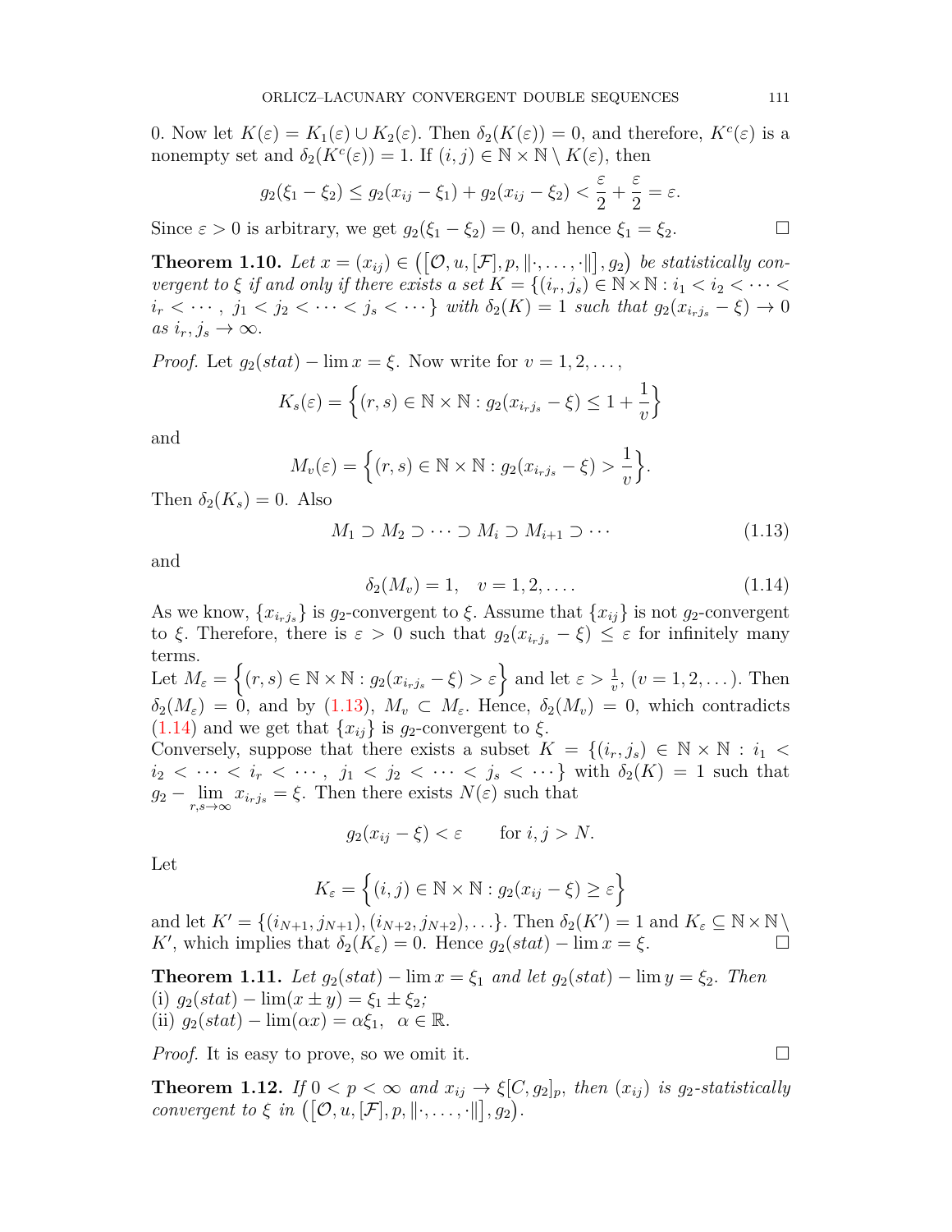0. Now let $K(\varepsilon) = K_1(\varepsilon) \cup K_2(\varepsilon)$. Then $\delta_2(K(\varepsilon)) = 0$, and therefore, $K^c(\varepsilon)$ is a nonempty set and $\delta_2(K^c(\varepsilon)) = 1$. If $(i,j) \in \mathbb{N} \times \mathbb{N} \setminus K(\varepsilon)$, then

$$g_2(\xi_1 - \xi_2) \leq g_2(x_{ij} - \xi_1) + g_2(x_{ij} - \xi_2) < \frac{\varepsilon}{2} + \frac{\varepsilon}{2} = \varepsilon.$$

Since $\varepsilon > 0$ is arbitrary, we get $g_2(\xi_1 - \xi_2) = 0$, and hence $\xi_1 = \xi_2$. □

**Theorem 1.10.** *Let $x = (x_{ij}) \in \big([\mathcal{O}, u, [\mathcal{F}], p, \|\cdot, \ldots, \cdot\|], g_2\big)$ be statistically convergent to $\xi$ if and only if there exists a set $K = \{(i_r, j_s) \in \mathbb{N} \times \mathbb{N} : i_1 < i_2 < \cdots < i_r < \cdots,\ j_1 < j_2 < \cdots < j_s < \cdots\}$ with $\delta_2(K) = 1$ such that $g_2(x_{i_r j_s} - \xi) \to 0$ as $i_r, j_s \to \infty$.*

*Proof.* Let $g_2(stat) - \lim x = \xi$. Now write for $v = 1, 2, \ldots,$

$$K_s(\varepsilon) = \Big\{(r,s) \in \mathbb{N} \times \mathbb{N} : g_2(x_{i_r j_s} - \xi) \leq 1 + \frac{1}{v}\Big\}$$

and

$$M_v(\varepsilon) = \Big\{(r,s) \in \mathbb{N} \times \mathbb{N} : g_2(x_{i_r j_s} - \xi) > \frac{1}{v}\Big\}.$$

Then $\delta_2(K_s) = 0$. Also

$$M_1 \supset M_2 \supset \cdots \supset M_i \supset M_{i+1} \supset \cdots \tag{1.13}$$

and

$$\delta_2(M_v) = 1, \quad v = 1, 2, \ldots. \tag{1.14}$$

As we know, $\{x_{i_r j_s}\}$ is $g_2$-convergent to $\xi$. Assume that $\{x_{ij}\}$ is not $g_2$-convergent to $\xi$. Therefore, there is $\varepsilon > 0$ such that $g_2(x_{i_r j_s} - \xi) \leq \varepsilon$ for infinitely many terms.

Let $M_\varepsilon = \Big\{(r,s) \in \mathbb{N} \times \mathbb{N} : g_2(x_{i_r j_s} - \xi) > \varepsilon\Big\}$ and let $\varepsilon > \frac{1}{v}$, $(v = 1, 2, \ldots)$. Then $\delta_2(M_\varepsilon) = 0$, and by (1.13), $M_v \subset M_\varepsilon$. Hence, $\delta_2(M_v) = 0$, which contradicts (1.14) and we get that $\{x_{ij}\}$ is $g_2$-convergent to $\xi$.

Conversely, suppose that there exists a subset $K = \{(i_r, j_s) \in \mathbb{N} \times \mathbb{N} : i_1 < i_2 < \cdots < i_r < \cdots,\ j_1 < j_2 < \cdots < j_s < \cdots\}$ with $\delta_2(K) = 1$ such that $g_2 - \lim\limits_{r,s \to \infty} x_{i_r j_s} = \xi$. Then there exists $N(\varepsilon)$ such that

$$g_2(x_{ij} - \xi) < \varepsilon \qquad \text{for } i, j > N.$$

Let

$$K_\varepsilon = \Big\{(i,j) \in \mathbb{N} \times \mathbb{N} : g_2(x_{ij} - \xi) \geq \varepsilon\Big\}$$

and let $K' = \{(i_{N+1}, j_{N+1}), (i_{N+2}, j_{N+2}), \ldots\}$. Then $\delta_2(K') = 1$ and $K_\varepsilon \subseteq \mathbb{N} \times \mathbb{N} \setminus K'$, which implies that $\delta_2(K_\varepsilon) = 0$. Hence $g_2(stat) - \lim x = \xi$. □

**Theorem 1.11.** *Let $g_2(stat) - \lim x = \xi_1$ and let $g_2(stat) - \lim y = \xi_2$. Then*
(i) $g_2(stat) - \lim(x \pm y) = \xi_1 \pm \xi_2$*;*
(ii) $g_2(stat) - \lim(\alpha x) = \alpha \xi_1, \ \ \alpha \in \mathbb{R}$.

*Proof.* It is easy to prove, so we omit it. □

**Theorem 1.12.** *If $0 < p < \infty$ and $x_{ij} \to \xi[C, g_2]_p$, then $(x_{ij})$ is $g_2$-statistically convergent to $\xi$ in $\big([\mathcal{O}, u, [\mathcal{F}], p, \|\cdot, \ldots, \cdot\|], g_2\big)$.*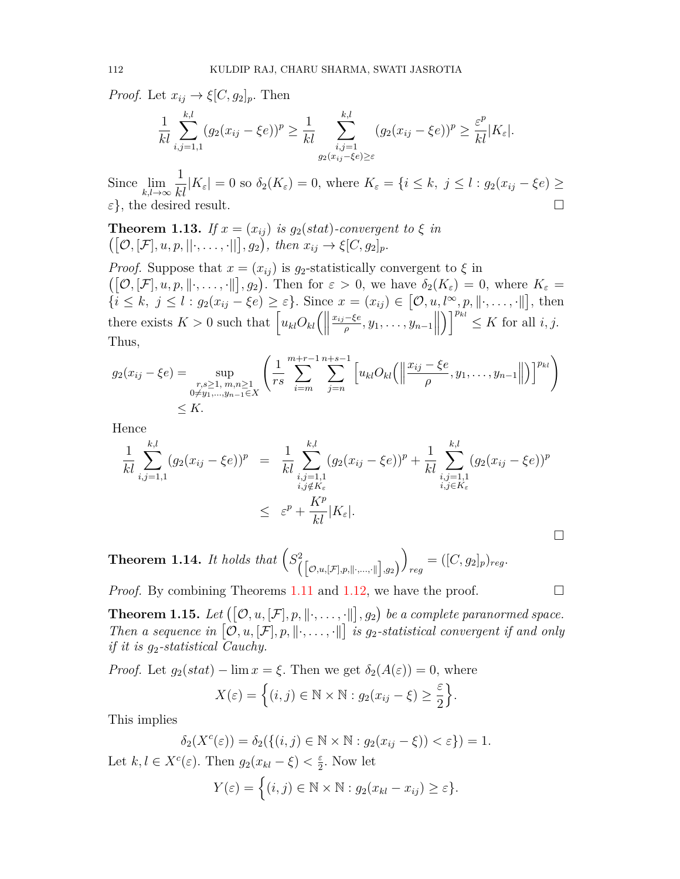*Proof.* Let $x_{ij} \to \xi[C, g_2]_p$. Then

$$\frac{1}{kl}\sum_{i,j=1,1}^{k,l}(g_2(x_{ij}-\xi e))^p \geq \frac{1}{kl}\sum_{\substack{i,j=1\\ g_2(x_{ij}-\xi e)\geq \varepsilon}}^{k,l}(g_2(x_{ij}-\xi e))^p \geq \frac{\varepsilon^p}{kl}|K_\varepsilon|.$$

Since $\lim\limits_{k,l\to\infty}\dfrac{1}{kl}|K_\varepsilon| = 0$ so $\delta_2(K_\varepsilon) = 0$, where $K_\varepsilon = \{i \leq k,\ j \leq l : g_2(x_{ij}-\xi e) \geq \varepsilon\}$, the desired result. □

**Theorem 1.13.** *If $x = (x_{ij})$ is $g_2(stat)$-convergent to $\xi$ in $\big(\big[\mathcal{O}, [\mathcal{F}], u, p, ||\cdot, \ldots, \cdot||\big], g_2\big)$, then $x_{ij} \to \xi[C, g_2]_p$.*

*Proof.* Suppose that $x = (x_{ij})$ is $g_2$-statistically convergent to $\xi$ in $\big(\big[\mathcal{O}, [\mathcal{F}], u, p, \|\cdot, \ldots, \cdot\|\big], g_2\big)$. Then for $\varepsilon > 0$, we have $\delta_2(K_\varepsilon) = 0$, where $K_\varepsilon = \{i \leq k,\ j \leq l : g_2(x_{ij}-\xi e) \geq \varepsilon\}$. Since $x = (x_{ij}) \in \big[\mathcal{O}, u, l^\infty, p, \|\cdot, \ldots, \cdot\|\big]$, then there exists $K > 0$ such that $\Big[u_{kl}O_{kl}\Big(\Big\|\frac{x_{ij}-\xi e}{\rho}, y_1, \ldots, y_{n-1}\Big\|\Big)\Big]^{p_{kl}} \leq K$ for all $i, j$. Thus,

$$\begin{aligned} g_2(x_{ij}-\xi e) &= \sup_{\substack{r,s\geq 1,\ m,n\geq 1\\ 0\neq y_1,\ldots,y_{n-1}\in X}}\left(\frac{1}{rs}\sum_{i=m}^{m+r-1}\sum_{j=n}^{n+s-1}\Big[u_{kl}O_{kl}\Big(\Big\|\frac{x_{ij}-\xi e}{\rho}, y_1, \ldots, y_{n-1}\Big\|\Big)\Big]^{p_{kl}}\right)\\ &\leq K. \end{aligned}$$

Hence

$$\begin{aligned} \frac{1}{kl}\sum_{i,j=1,1}^{k,l}(g_2(x_{ij}-\xi e))^p &= \frac{1}{kl}\sum_{\substack{i,j=1,1\\ i,j\notin K_\varepsilon}}^{k,l}(g_2(x_{ij}-\xi e))^p + \frac{1}{kl}\sum_{\substack{i,j=1,1\\ i,j\in K_\varepsilon}}^{k,l}(g_2(x_{ij}-\xi e))^p\\ &\leq \varepsilon^p + \frac{K^p}{kl}|K_\varepsilon|. \end{aligned}$$

□

**Theorem 1.14.** *It holds that $\Big(S^2_{\big(\big[\mathcal{O},u,[\mathcal{F}],p,\|\cdot,\ldots,\cdot\|\big],g_2\big)}\Big)_{reg} = ([C, g_2]_p)_{reg}$.*

*Proof.* By combining Theorems 1.11 and 1.12, we have the proof. □

**Theorem 1.15.** *Let $\big(\big[\mathcal{O}, u, [\mathcal{F}], p, \|\cdot, \ldots, \cdot\|\big], g_2\big)$ be a complete paranormed space. Then a sequence in $\big[\mathcal{O}, u, [\mathcal{F}], p, \|\cdot, \ldots, \cdot\|\big]$ is $g_2$-statistical convergent if and only if it is $g_2$-statistical Cauchy.*

*Proof.* Let $g_2(stat) - \lim x = \xi$. Then we get $\delta_2(A(\varepsilon)) = 0$, where

$$X(\varepsilon) = \Big\{(i,j) \in \mathbb{N}\times\mathbb{N} : g_2(x_{ij}-\xi) \geq \frac{\varepsilon}{2}\Big\}.$$

This implies

$$\delta_2(X^c(\varepsilon)) = \delta_2(\{(i,j) \in \mathbb{N}\times\mathbb{N} : g_2(x_{ij}-\xi)) < \varepsilon\}) = 1.$$

Let $k, l \in X^c(\varepsilon)$. Then $g_2(x_{kl}-\xi) < \frac{\varepsilon}{2}$. Now let

$$Y(\varepsilon) = \Big\{(i,j) \in \mathbb{N}\times\mathbb{N} : g_2(x_{kl}-x_{ij}) \geq \varepsilon\}.$$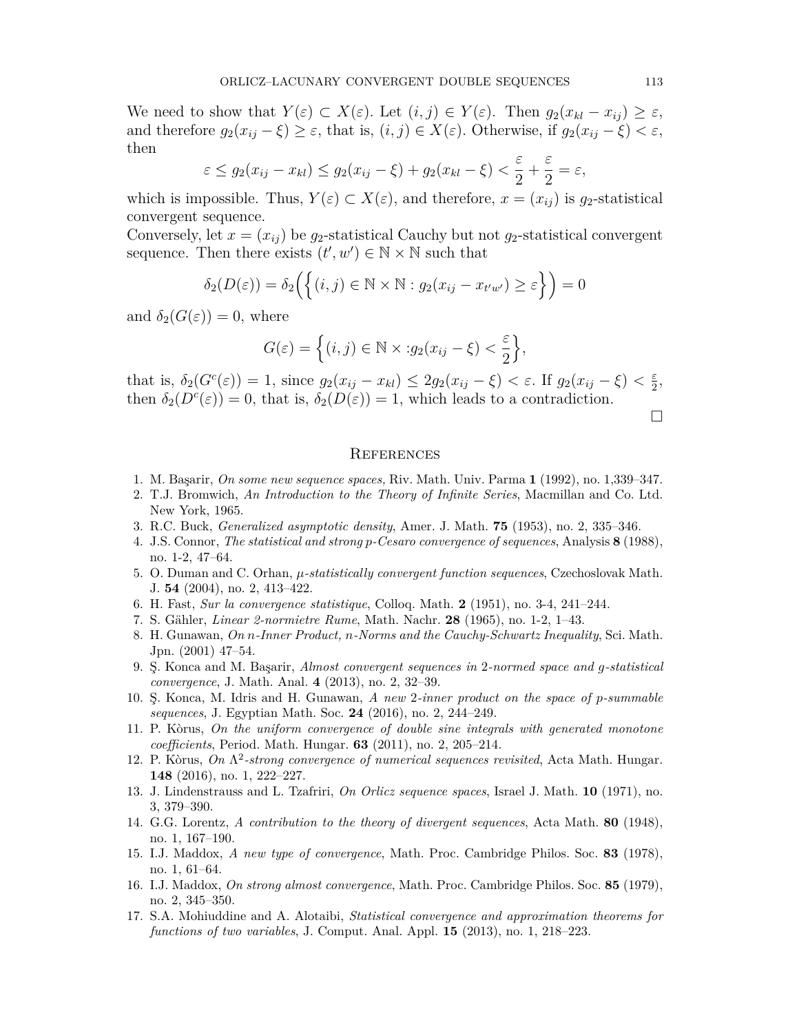We need to show that $Y(\varepsilon) \subset X(\varepsilon)$. Let $(i,j) \in Y(\varepsilon)$. Then $g_2(x_{kl} - x_{ij}) \geq \varepsilon$, and therefore $g_2(x_{ij} - \xi) \geq \varepsilon$, that is, $(i,j) \in X(\varepsilon)$. Otherwise, if $g_2(x_{ij} - \xi) < \varepsilon$, then

$$\varepsilon \leq g_2(x_{ij} - x_{kl}) \leq g_2(x_{ij} - \xi) + g_2(x_{kl} - \xi) < \frac{\varepsilon}{2} + \frac{\varepsilon}{2} = \varepsilon,$$

which is impossible. Thus, $Y(\varepsilon) \subset X(\varepsilon)$, and therefore, $x = (x_{ij})$ is $g_2$-statistical convergent sequence.

Conversely, let $x = (x_{ij})$ be $g_2$-statistical Cauchy but not $g_2$-statistical convergent sequence. Then there exists $(t', w') \in \mathbb{N} \times \mathbb{N}$ such that

$$\delta_2(D(\varepsilon)) = \delta_2\Big(\Big\{(i,j) \in \mathbb{N} \times \mathbb{N} : g_2(x_{ij} - x_{t'w'}) \geq \varepsilon\Big\}\Big) = 0$$

and $\delta_2(G(\varepsilon)) = 0$, where

$$G(\varepsilon) = \Big\{(i,j) \in \mathbb{N} \times : g_2(x_{ij} - \xi) < \frac{\varepsilon}{2}\Big\},$$

that is, $\delta_2(G^c(\varepsilon)) = 1$, since $g_2(x_{ij} - x_{kl}) \leq 2g_2(x_{ij} - \xi) < \varepsilon$. If $g_2(x_{ij} - \xi) < \frac{\varepsilon}{2}$, then $\delta_2(D^c(\varepsilon)) = 0$, that is, $\delta_2(D(\varepsilon)) = 1$, which leads to a contradiction.

□

## References

1. M. Başarir, *On some new sequence spaces*, Riv. Math. Univ. Parma **1** (1992), no. 1,339–347.
2. T.J. Bromwich, *An Introduction to the Theory of Infinite Series*, Macmillan and Co. Ltd. New York, 1965.
3. R.C. Buck, *Generalized asymptotic density*, Amer. J. Math. **75** (1953), no. 2, 335–346.
4. J.S. Connor, *The statistical and strong p-Cesaro convergence of sequences*, Analysis **8** (1988), no. 1-2, 47–64.
5. O. Duman and C. Orhan, *μ-statistically convergent function sequences*, Czechoslovak Math. J. **54** (2004), no. 2, 413–422.
6. H. Fast, *Sur la convergence statistique*, Colloq. Math. **2** (1951), no. 3-4, 241–244.
7. S. Gähler, *Linear 2-normietre Rume*, Math. Nachr. **28** (1965), no. 1-2, 1–43.
8. H. Gunawan, *On n-Inner Product, n-Norms and the Cauchy-Schwartz Inequality*, Sci. Math. Jpn. (2001) 47–54.
9. Ş. Konca and M. Başarir, *Almost convergent sequences in 2-normed space and g-statistical convergence*, J. Math. Anal. **4** (2013), no. 2, 32–39.
10. Ş. Konca, M. Idris and H. Gunawan, *A new 2-inner product on the space of p-summable sequences*, J. Egyptian Math. Soc. **24** (2016), no. 2, 244–249.
11. P. Kòrus, *On the uniform convergence of double sine integrals with generated monotone coefficients*, Period. Math. Hungar. **63** (2011), no. 2, 205–214.
12. P. Kòrus, *On $\Lambda^2$-strong convergence of numerical sequences revisited*, Acta Math. Hungar. **148** (2016), no. 1, 222–227.
13. J. Lindenstrauss and L. Tzafriri, *On Orlicz sequence spaces*, Israel J. Math. **10** (1971), no. 3, 379–390.
14. G.G. Lorentz, *A contribution to the theory of divergent sequences*, Acta Math. **80** (1948), no. 1, 167–190.
15. I.J. Maddox, *A new type of convergence*, Math. Proc. Cambridge Philos. Soc. **83** (1978), no. 1, 61–64.
16. I.J. Maddox, *On strong almost convergence*, Math. Proc. Cambridge Philos. Soc. **85** (1979), no. 2, 345–350.
17. S.A. Mohiuddine and A. Alotaibi, *Statistical convergence and approximation theorems for functions of two variables*, J. Comput. Anal. Appl. **15** (2013), no. 1, 218–223.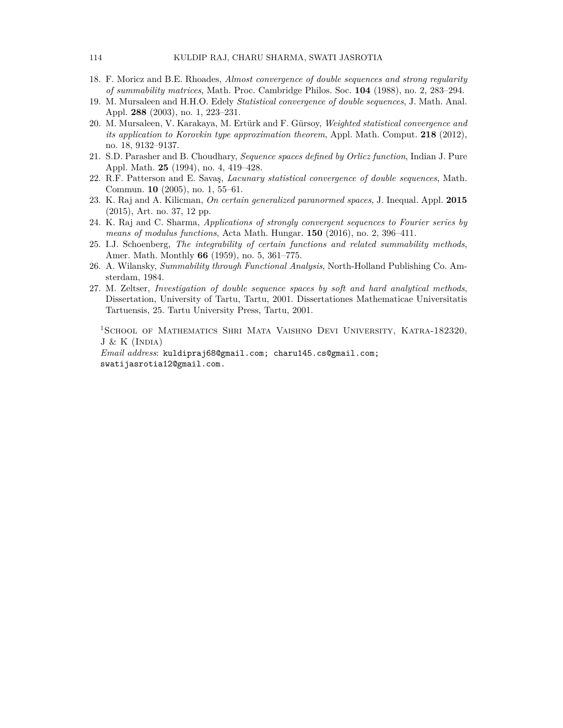18. F. Moricz and B.E. Rhoades, *Almost convergence of double sequences and strong regularity of summability matrices*, Math. Proc. Cambridge Philos. Soc. **104** (1988), no. 2, 283–294.
19. M. Mursaleen and H.H.O. Edely *Statistical convergence of double sequences*, J. Math. Anal. Appl. **288** (2003), no. 1, 223–231.
20. M. Mursaleen, V. Karakaya, M. Ertürk and F. Gürsoy, *Weighted statistical convergence and its application to Korovkin type approximation theorem*, Appl. Math. Comput. **218** (2012), no. 18, 9132–9137.
21. S.D. Parasher and B. Choudhary, *Sequence spaces defined by Orlicz function*, Indian J. Pure Appl. Math. **25** (1994), no. 4, 419–428.
22. R.F. Patterson and E. Savaş, *Lacunary statistical convergence of double sequences*, Math. Commun. **10** (2005), no. 1, 55–61.
23. K. Raj and A. Kilicman, *On certain generalized paranormed spaces*, J. Inequal. Appl. **2015** (2015), Art. no. 37, 12 pp.
24. K. Raj and C. Sharma, *Applications of strongly convergent sequences to Fourier series by means of modulus functions*, Acta Math. Hungar. **150** (2016), no. 2, 396–411.
25. I.J. Schoenberg, *The integrability of certain functions and related summability methods*, Amer. Math. Monthly **66** (1959), no. 5, 361–775.
26. A. Wilansky, *Summability through Functional Analysis*, North-Holland Publishing Co. Amsterdam, 1984.
27. M. Zeltser, *Investigation of double sequence spaces by soft and hard analytical methods*, Dissertation, University of Tartu, Tartu, 2001. Dissertationes Mathematicae Universitatis Tartuensis, 25. Tartu University Press, Tartu, 2001.

[1]School of Mathematics Shri Mata Vaishno Devi University, Katra-182320, J & K (India)

*Email address*: kuldipraj68@gmail.com; charu145.cs@gmail.com; swatijasrotia12@gmail.com.